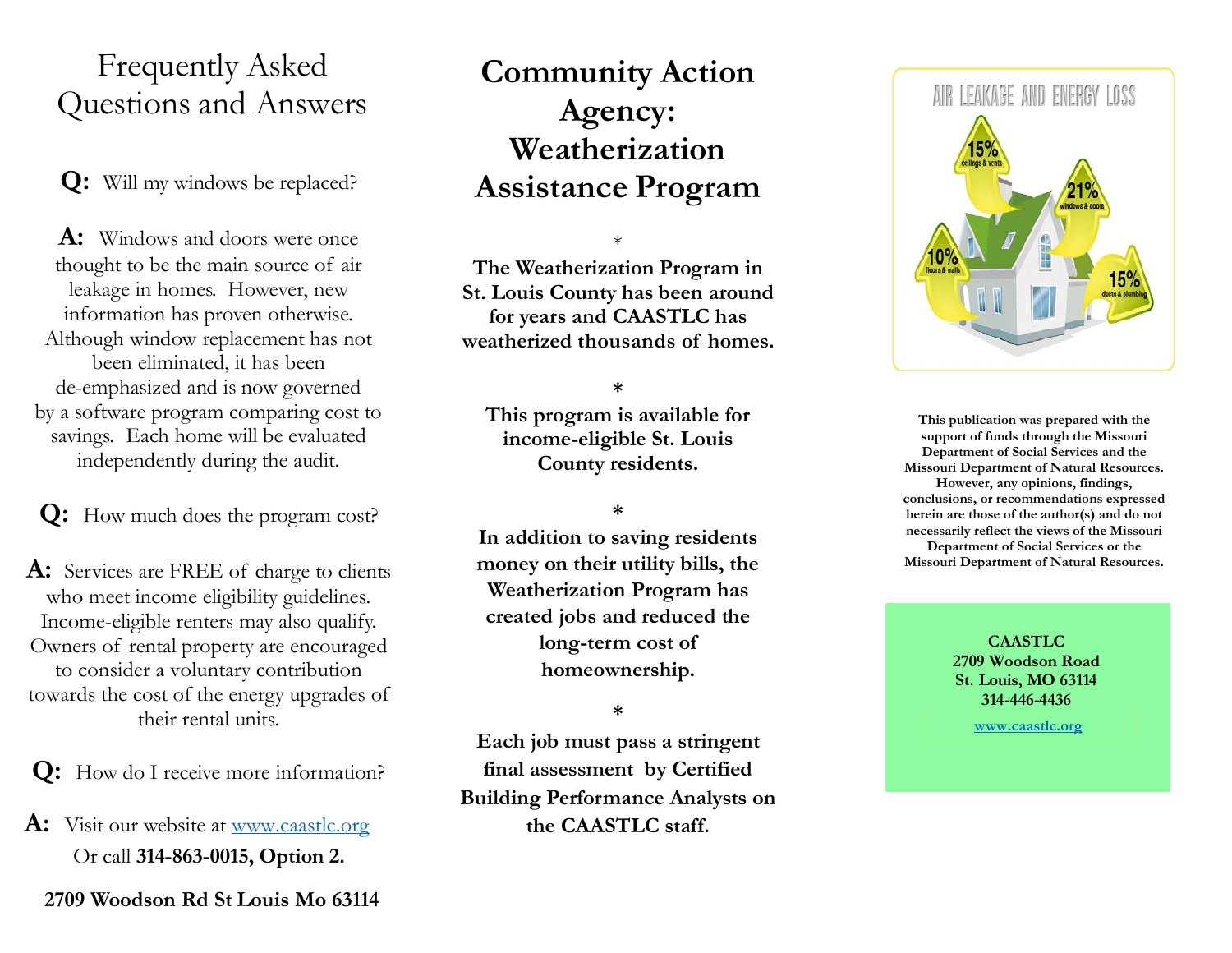# Frequently Asked Questions and Answers

**Q:** Will my windows be replaced?

**A:** Windows and doors were once thought to be the main source of air leakage in homes. However, new information has proven otherwise. Although window replacement has not been eliminated, it has been de-emphasized and is now governed by a software program comparing cost to savings. Each home will be evaluated independently during the audit.

**Q:** How much does the program cost?

**A:** Services are FREE of charge to clients who meet income eligibility guidelines. Income-eligible renters may also qualify. Owners of rental property are encouraged to consider a voluntary contribution towards the cost of the energy upgrades of their rental units.

**Q:** How do I receive more information?

**A:** Visit our website at www.caastlc.org Or call **314-863-0015, Option 2.**

**2709 Woodson Rd St Louis Mo 63114**

# Community Action Agency: Weatherization Assistance Program

*

**The Weatherization Program in St. Louis County has been around for years and CAASTLC has weatherized thousands of homes.**

*

**This program is available for income-eligible St. Louis County residents.**

*

**In addition to saving residents money on their utility bills, the Weatherization Program has created jobs and reduced the long-term cost of homeownership.**

*

**Each job must pass a stringent final assessment by Certified Building Performance Analysts on the CAASTLC staff.**

AIR LEAKAGE AND ENERGY LOSS

15% ceilings & vents

21% windows & doors

10% floors & walls

15% ducts & plumbing

**This publication was prepared with the support of funds through the Missouri Department of Social Services and the Missouri Department of Natural Resources. However, any opinions, findings, conclusions, or recommendations expressed herein are those of the author(s) and do not necessarily reflect the views of the Missouri Department of Social Services or the Missouri Department of Natural Resources.**

**CAASTLC**
**2709 Woodson Road**
**St. Louis, MO 63114**
**314-446-4436**

**www.caastlc.org**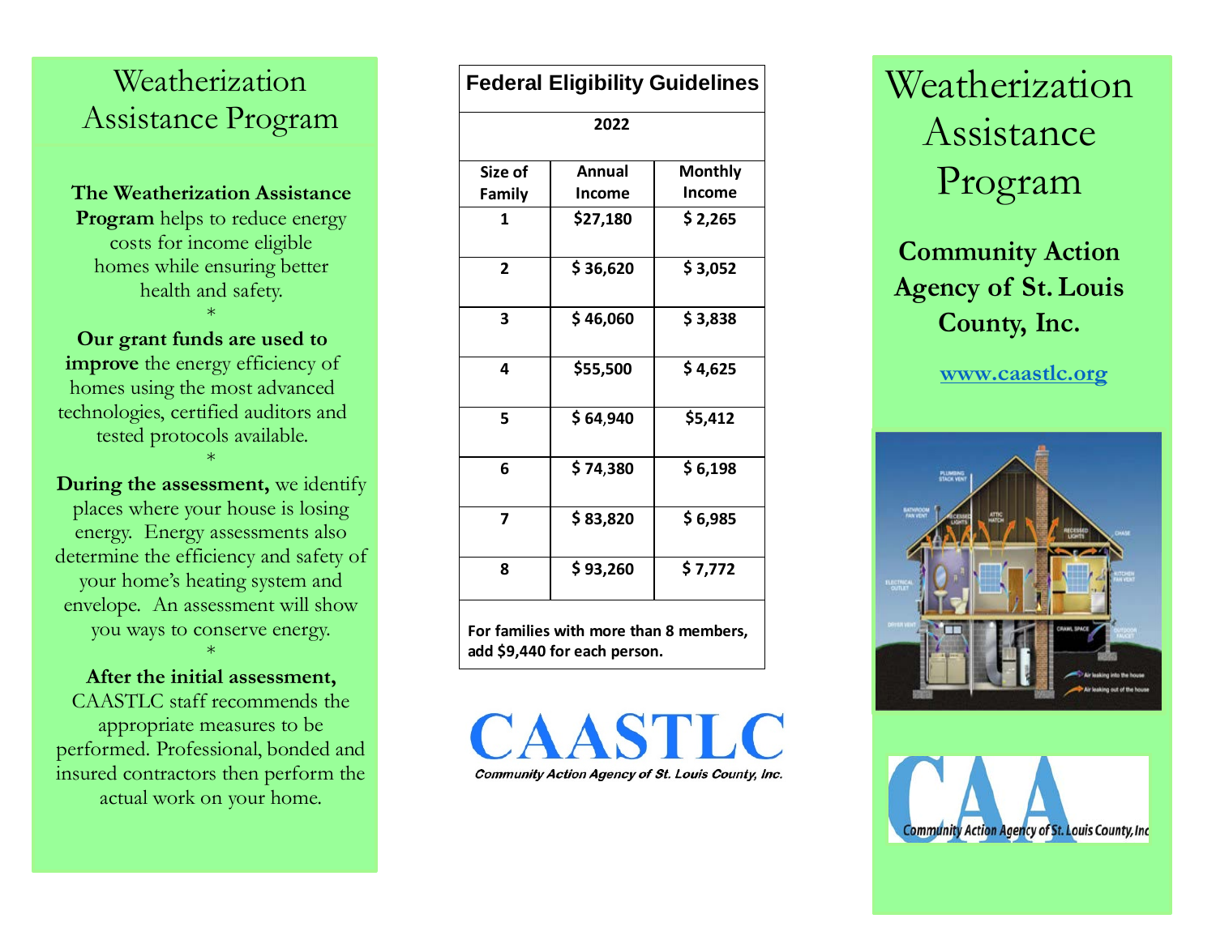# Weatherization Assistance Program

**The Weatherization Assistance Program** helps to reduce energy costs for income eligible homes while ensuring better health and safety.

*

**Our grant funds are used to improve** the energy efficiency of homes using the most advanced technologies, certified auditors and tested protocols available.

*

**During the assessment,** we identify places where your house is losing energy. Energy assessments also determine the efficiency and safety of your home's heating system and envelope. An assessment will show you ways to conserve energy.

*

**After the initial assessment,** CAASTLC staff recommends the appropriate measures to be performed. Professional, bonded and insured contractors then perform the actual work on your home.

## Federal Eligibility Guidelines

**2022**

| Size of Family | Annual Income | Monthly Income |
|---|---|---|
| 1 | $27,180 | $ 2,265 |
| 2 | $ 36,620 | $ 3,052 |
| 3 | $ 46,060 | $ 3,838 |
| 4 | $55,500 | $ 4,625 |
| 5 | $ 64,940 | $5,412 |
| 6 | $ 74,380 | $ 6,198 |
| 7 | $ 83,820 | $ 6,985 |
| 8 | $ 93,260 | $ 7,772 |

For families with more than 8 members, add $9,440 for each person.

**CAASTLC**

Community Action Agency of St. Louis County, Inc.

# Weatherization Assistance Program

**Community Action Agency of St. Louis County, Inc.**

www.caastlc.org

CAA

Community Action Agency of St. Louis County, Inc